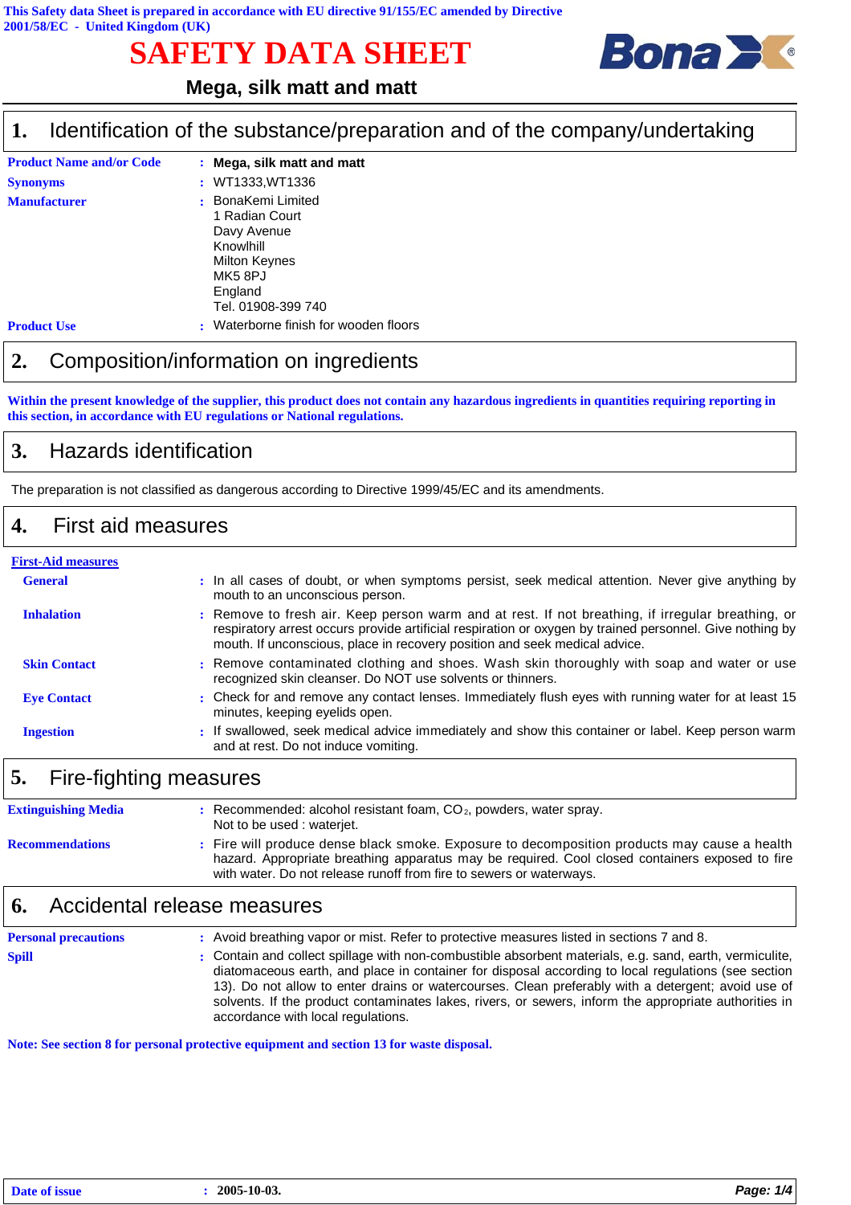This Safety data Sheet is prepared in accordance with EU directive 91/155/EC amended by Directive 2001/58/EC - United Kingdom (UK)

# SAFETY DATA SHEET

**Mega, silk matt and matt**

## 1. Identification of the substance/preparation and of the company/undertaking

**Product Name and/or Code** : **Mega, silk matt and matt**

**Synonyms** : WT1333,WT1336

**Manufacturer** : BonaKemi Limited
1 Radian Court
Davy Avenue
Knowlhill
Milton Keynes
MK5 8PJ
England
Tel. 01908-399 740

**Product Use** : Waterborne finish for wooden floors

## 2. Composition/information on ingredients

**Within the present knowledge of the supplier, this product does not contain any hazardous ingredients in quantities requiring reporting in this section, in accordance with EU regulations or National regulations.**

## 3. Hazards identification

The preparation is not classified as dangerous according to Directive 1999/45/EC and its amendments.

## 4. First aid measures

**First-Aid measures**

**General** : In all cases of doubt, or when symptoms persist, seek medical attention. Never give anything by mouth to an unconscious person.

**Inhalation** : Remove to fresh air. Keep person warm and at rest. If not breathing, if irregular breathing, or respiratory arrest occurs provide artificial respiration or oxygen by trained personnel. Give nothing by mouth. If unconscious, place in recovery position and seek medical advice.

**Skin Contact** : Remove contaminated clothing and shoes. Wash skin thoroughly with soap and water or use recognized skin cleanser. Do NOT use solvents or thinners.

**Eye Contact** : Check for and remove any contact lenses. Immediately flush eyes with running water for at least 15 minutes, keeping eyelids open.

**Ingestion** : If swallowed, seek medical advice immediately and show this container or label. Keep person warm and at rest. Do not induce vomiting.

## 5. Fire-fighting measures

**Extinguishing Media** : Recommended: alcohol resistant foam, $CO_2$, powders, water spray.
Not to be used : waterjet.

**Recommendations** : Fire will produce dense black smoke. Exposure to decomposition products may cause a health hazard. Appropriate breathing apparatus may be required. Cool closed containers exposed to fire with water. Do not release runoff from fire to sewers or waterways.

## 6. Accidental release measures

**Personal precautions** : Avoid breathing vapor or mist. Refer to protective measures listed in sections 7 and 8.

**Spill** : Contain and collect spillage with non-combustible absorbent materials, e.g. sand, earth, vermiculite, diatomaceous earth, and place in container for disposal according to local regulations (see section 13). Do not allow to enter drains or watercourses. Clean preferably with a detergent; avoid use of solvents. If the product contaminates lakes, rivers, or sewers, inform the appropriate authorities in accordance with local regulations.

**Note: See section 8 for personal protective equipment and section 13 for waste disposal.**

**Date of issue** : **2005-10-03.**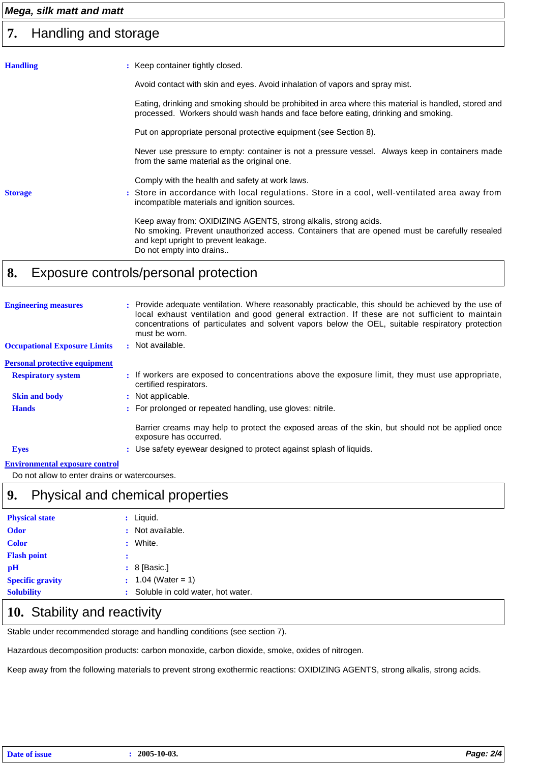## 7. Handling and storage

**Handling** : Keep container tightly closed.

Avoid contact with skin and eyes. Avoid inhalation of vapors and spray mist.

Eating, drinking and smoking should be prohibited in area where this material is handled, stored and processed. Workers should wash hands and face before eating, drinking and smoking.

Put on appropriate personal protective equipment (see Section 8).

Never use pressure to empty: container is not a pressure vessel. Always keep in containers made from the same material as the original one.

Comply with the health and safety at work laws.

**Storage** : Store in accordance with local regulations. Store in a cool, well-ventilated area away from incompatible materials and ignition sources.

Keep away from: OXIDIZING AGENTS, strong alkalis, strong acids.
No smoking. Prevent unauthorized access. Containers that are opened must be carefully resealed and kept upright to prevent leakage.
Do not empty into drains..

## 8. Exposure controls/personal protection

**Engineering measures** : Provide adequate ventilation. Where reasonably practicable, this should be achieved by the use of local exhaust ventilation and good general extraction. If these are not sufficient to maintain concentrations of particulates and solvent vapors below the OEL, suitable respiratory protection must be worn.

**Occupational Exposure Limits** : Not available.

**Personal protective equipment**

**Respiratory system** : If workers are exposed to concentrations above the exposure limit, they must use appropriate, certified respirators.

**Skin and body** : Not applicable.

**Hands** : For prolonged or repeated handling, use gloves: nitrile.

Barrier creams may help to protect the exposed areas of the skin, but should not be applied once exposure has occurred.

**Eyes** : Use safety eyewear designed to protect against splash of liquids.

**Environmental exposure control**

Do not allow to enter drains or watercourses.

## 9. Physical and chemical properties

**Physical state** : Liquid.

**Odor** : Not available.

**Color** : White.

**Flash point** :

**pH** : 8 [Basic.]

**Specific gravity** : 1.04 (Water = 1)

**Solubility** : Soluble in cold water, hot water.

## 10. Stability and reactivity

Stable under recommended storage and handling conditions (see section 7).

Hazardous decomposition products: carbon monoxide, carbon dioxide, smoke, oxides of nitrogen.

Keep away from the following materials to prevent strong exothermic reactions: OXIDIZING AGENTS, strong alkalis, strong acids.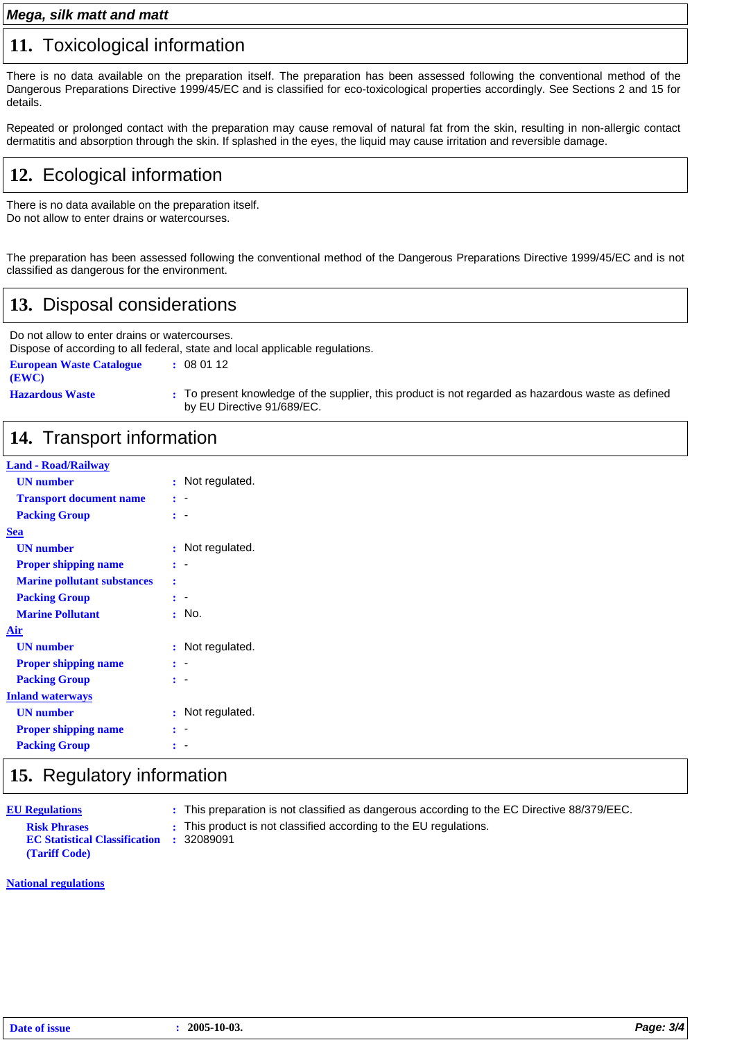## 11. Toxicological information

There is no data available on the preparation itself. The preparation has been assessed following the conventional method of the Dangerous Preparations Directive 1999/45/EC and is classified for eco-toxicological properties accordingly. See Sections 2 and 15 for details.

Repeated or prolonged contact with the preparation may cause removal of natural fat from the skin, resulting in non-allergic contact dermatitis and absorption through the skin. If splashed in the eyes, the liquid may cause irritation and reversible damage.

## 12. Ecological information

There is no data available on the preparation itself.
Do not allow to enter drains or watercourses.

The preparation has been assessed following the conventional method of the Dangerous Preparations Directive 1999/45/EC and is not classified as dangerous for the environment.

## 13. Disposal considerations

Do not allow to enter drains or watercourses.
Dispose of according to all federal, state and local applicable regulations.

**European Waste Catalogue (EWC)** : 08 01 12

**Hazardous Waste** : To present knowledge of the supplier, this product is not regarded as hazardous waste as defined by EU Directive 91/689/EC.

## 14. Transport information

**Land - Road/Railway**

- **UN number** : Not regulated.
- **Transport document name** : -
- **Packing Group** : -

**Sea**

- **UN number** : Not regulated.
- **Proper shipping name** : -
- **Marine pollutant substances** :
- **Packing Group** : -
- **Marine Pollutant** : No.

**Air**

- **UN number** : Not regulated.
- **Proper shipping name** : -
- **Packing Group** : -

**Inland waterways**

- **UN number** : Not regulated.
- **Proper shipping name** : -
- **Packing Group** : -

## 15. Regulatory information

**EU Regulations** : This preparation is not classified as dangerous according to the EC Directive 88/379/EEC.

- **Risk Phrases** : This product is not classified according to the EU regulations.
- **EC Statistical Classification (Tariff Code)** : 32089091

**National regulations**

**Date of issue** : 2005-10-03.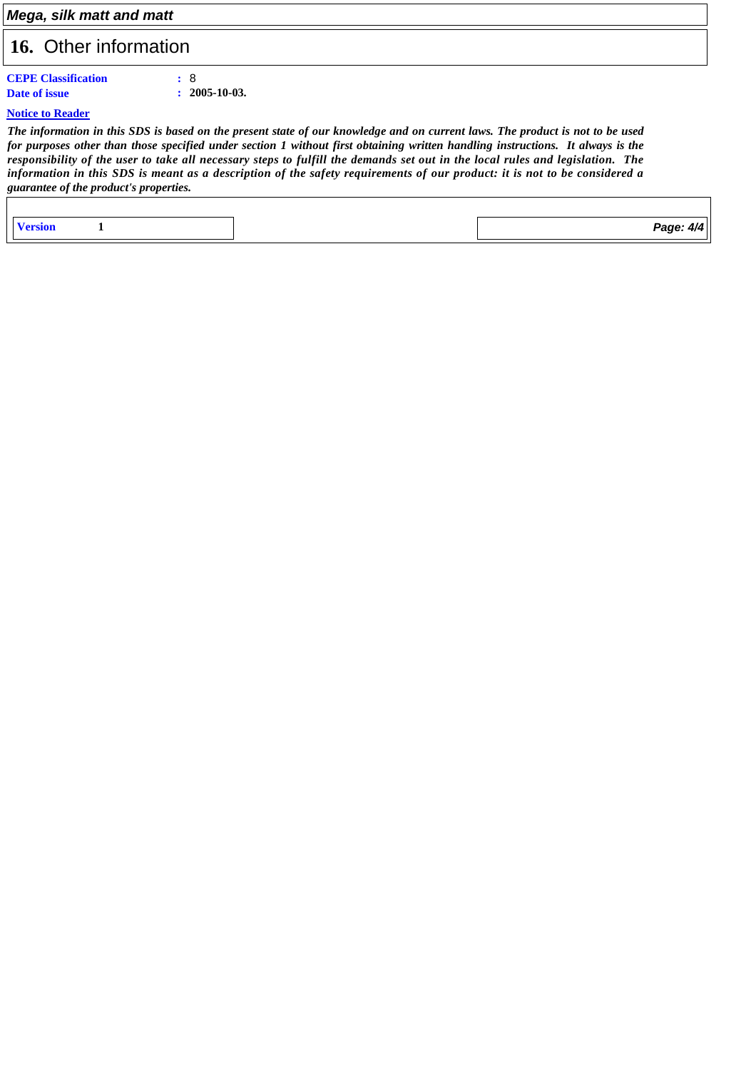## 16. Other information

**CEPE Classification** : 8
**Date of issue** : **2005-10-03.**

**Notice to Reader**

***The information in this SDS is based on the present state of our knowledge and on current laws. The product is not to be used for purposes other than those specified under section 1 without first obtaining written handling instructions. It always is the responsibility of the user to take all necessary steps to fulfill the demands set out in the local rules and legislation. The information in this SDS is meant as a description of the safety requirements of our product: it is not to be considered a guarantee of the product's properties.***

**Version** **1**